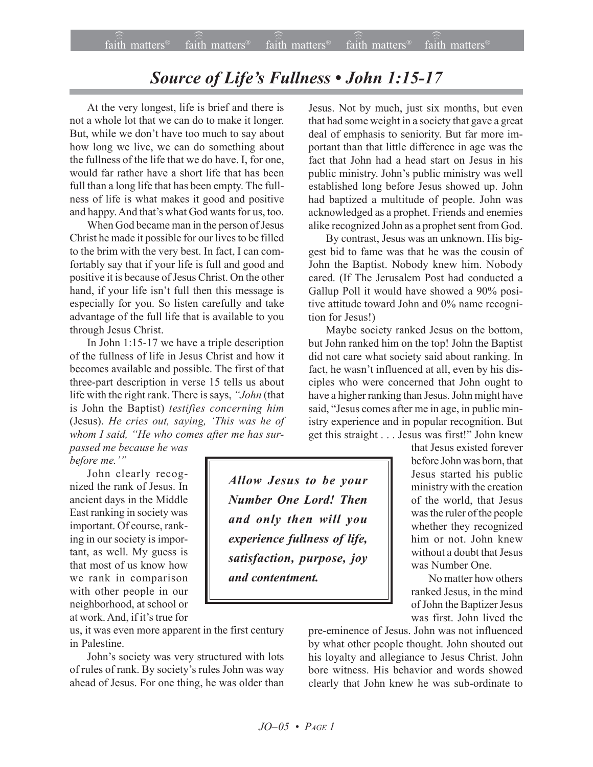# *Source of Life's Fullness • John 1:15-17*

At the very longest, life is brief and there is not a whole lot that we can do to make it longer. But, while we don't have too much to say about how long we live, we can do something about the fullness of the life that we do have. I, for one, would far rather have a short life that has been full than a long life that has been empty. The fullness of life is what makes it good and positive and happy. And that's what God wants for us, too.

When God became man in the person of Jesus Christ he made it possible for our lives to be filled to the brim with the very best. In fact, I can comfortably say that if your life is full and good and positive it is because of Jesus Christ. On the other hand, if your life isn't full then this message is especially for you. So listen carefully and take advantage of the full life that is available to you through Jesus Christ.

In John 1:15-17 we have a triple description of the fullness of life in Jesus Christ and how it becomes available and possible. The first of that three-part description in verse 15 tells us about life with the right rank. There is says, *"John* (that is John the Baptist) *testifies concerning him* (Jesus). *He cries out, saying, 'This was he of whom I said, "He who comes after me has surpassed me because he was before me."'"*

John clearly recognized the rank of Jesus. In ancient days in the Middle East ranking in society was important. Of course, ranking in our society is important, as well. My guess is that most of us know how we rank in comparison with other people in our neighborhood, at school or at work. And, if it's true for us, it was even more apparent in the first century in Palestine.

John's society was very structured with lots of rules of rank. By society's rules John was way ahead of Jesus. For one thing, he was older than Jesus. Not by much, just six months, but even that had some weight in a society that gave a great deal of emphasis to seniority. But far more important than that little difference in age was the fact that John had a head start on Jesus in his public ministry. John's public ministry was well established long before Jesus showed up. John had baptized a multitude of people. John was acknowledged as a prophet. Friends and enemies alike recognized John as a prophet sent from God.

By contrast, Jesus was an unknown. His biggest bid to fame was that he was the cousin of John the Baptist. Nobody knew him. Nobody cared. (If The Jerusalem Post had conducted a Gallup Poll it would have showed a 90% positive attitude toward John and 0% name recognition for Jesus!)

Maybe society ranked Jesus on the bottom, but John ranked him on the top! John the Baptist did not care what society said about ranking. In fact, he wasn't influenced at all, even by his disciples who were concerned that John ought to have a higher ranking than Jesus. John might have said, "Jesus comes after me in age, in public ministry experience and in popular recognition. But get this straight . . . Jesus was first!" John knew that Jesus existed forever before John was born, that Jesus started his public ministry with the creation of the world, that Jesus was the ruler of the people whether they recognized him or not. John knew without a doubt that Jesus was Number One.

> ***Allow Jesus to be your Number One Lord! Then and only then will you experience fullness of life, satisfaction, purpose, joy and contentment.***

No matter how others ranked Jesus, in the mind of John the Baptizer Jesus was first. John lived the pre-eminence of Jesus. John was not influenced by what other people thought. John shouted out his loyalty and allegiance to Jesus Christ. John bore witness. His behavior and words showed clearly that John knew he was sub-ordinate to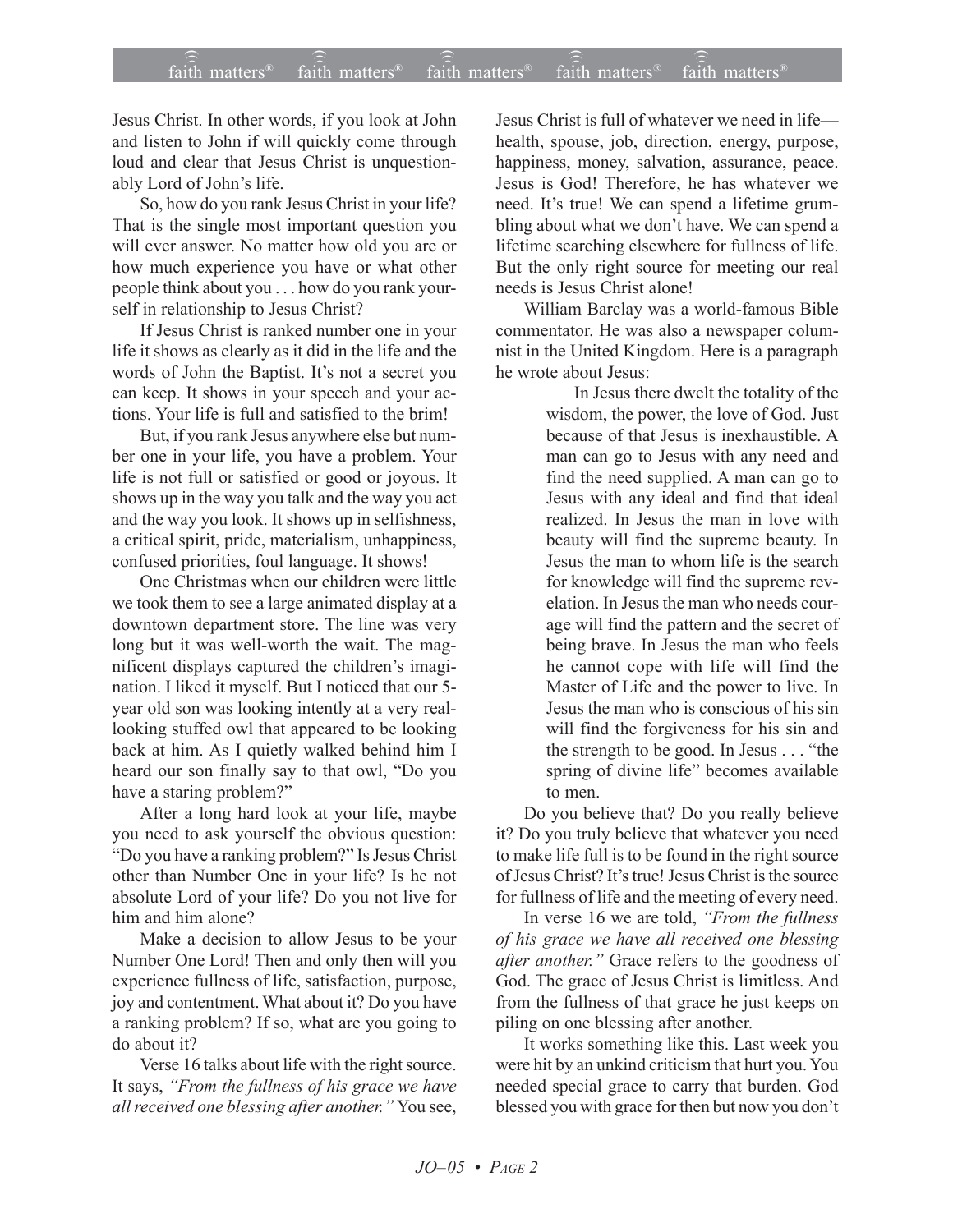Jesus Christ. In other words, if you look at John and listen to John if will quickly come through loud and clear that Jesus Christ is unquestionably Lord of John's life.

So, how do you rank Jesus Christ in your life? That is the single most important question you will ever answer. No matter how old you are or how much experience you have or what other people think about you . . . how do you rank yourself in relationship to Jesus Christ?

If Jesus Christ is ranked number one in your life it shows as clearly as it did in the life and the words of John the Baptist. It's not a secret you can keep. It shows in your speech and your actions. Your life is full and satisfied to the brim!

But, if you rank Jesus anywhere else but number one in your life, you have a problem. Your life is not full or satisfied or good or joyous. It shows up in the way you talk and the way you act and the way you look. It shows up in selfishness, a critical spirit, pride, materialism, unhappiness, confused priorities, foul language. It shows!

One Christmas when our children were little we took them to see a large animated display at a downtown department store. The line was very long but it was well-worth the wait. The magnificent displays captured the children's imagination. I liked it myself. But I noticed that our 5-year old son was looking intently at a very real-looking stuffed owl that appeared to be looking back at him. As I quietly walked behind him I heard our son finally say to that owl, "Do you have a staring problem?"

After a long hard look at your life, maybe you need to ask yourself the obvious question: "Do you have a ranking problem?" Is Jesus Christ other than Number One in your life? Is he not absolute Lord of your life? Do you not live for him and him alone?

Make a decision to allow Jesus to be your Number One Lord! Then and only then will you experience fullness of life, satisfaction, purpose, joy and contentment. What about it? Do you have a ranking problem? If so, what are you going to do about it?

Verse 16 talks about life with the right source. It says, *"From the fullness of his grace we have all received one blessing after another."* You see, Jesus Christ is full of whatever we need in life—health, spouse, job, direction, energy, purpose, happiness, money, salvation, assurance, peace. Jesus is God! Therefore, he has whatever we need. It's true! We can spend a lifetime grumbling about what we don't have. We can spend a lifetime searching elsewhere for fullness of life. But the only right source for meeting our real needs is Jesus Christ alone!

William Barclay was a world-famous Bible commentator. He was also a newspaper columnist in the United Kingdom. Here is a paragraph he wrote about Jesus:

> In Jesus there dwelt the totality of the wisdom, the power, the love of God. Just because of that Jesus is inexhaustible. A man can go to Jesus with any need and find the need supplied. A man can go to Jesus with any ideal and find that ideal realized. In Jesus the man in love with beauty will find the supreme beauty. In Jesus the man to whom life is the search for knowledge will find the supreme revelation. In Jesus the man who needs courage will find the pattern and the secret of being brave. In Jesus the man who feels he cannot cope with life will find the Master of Life and the power to live. In Jesus the man who is conscious of his sin will find the forgiveness for his sin and the strength to be good. In Jesus . . . "the spring of divine life" becomes available to men.

Do you believe that? Do you really believe it? Do you truly believe that whatever you need to make life full is to be found in the right source of Jesus Christ? It's true! Jesus Christ is the source for fullness of life and the meeting of every need.

In verse 16 we are told, *"From the fullness of his grace we have all received one blessing after another."* Grace refers to the goodness of God. The grace of Jesus Christ is limitless. And from the fullness of that grace he just keeps on piling on one blessing after another.

It works something like this. Last week you were hit by an unkind criticism that hurt you. You needed special grace to carry that burden. God blessed you with grace for then but now you don't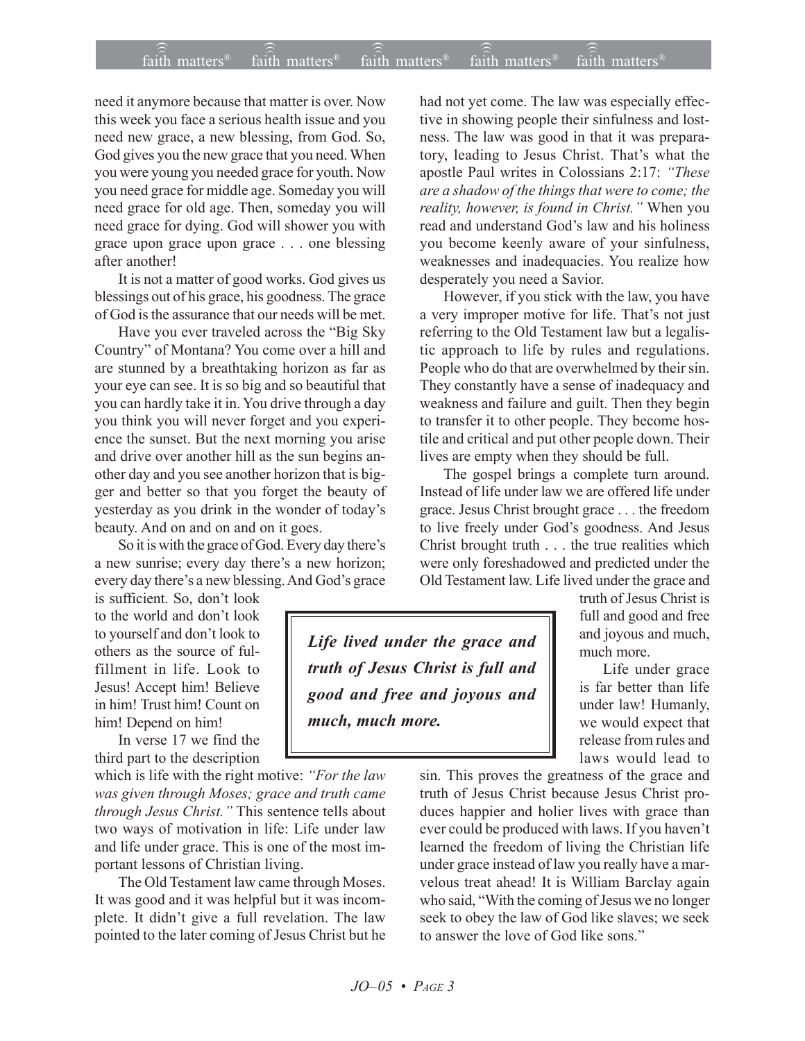need it anymore because that matter is over. Now this week you face a serious health issue and you need new grace, a new blessing, from God. So, God gives you the new grace that you need. When you were young you needed grace for youth. Now you need grace for middle age. Someday you will need grace for old age. Then, someday you will need grace for dying. God will shower you with grace upon grace upon grace . . . one blessing after another!

It is not a matter of good works. God gives us blessings out of his grace, his goodness. The grace of God is the assurance that our needs will be met.

Have you ever traveled across the "Big Sky Country" of Montana? You come over a hill and are stunned by a breathtaking horizon as far as your eye can see. It is so big and so beautiful that you can hardly take it in. You drive through a day you think you will never forget and you experience the sunset. But the next morning you arise and drive over another hill as the sun begins another day and you see another horizon that is bigger and better so that you forget the beauty of yesterday as you drink in the wonder of today's beauty. And on and on and on it goes.

So it is with the grace of God. Every day there's a new sunrise; every day there's a new horizon; every day there's a new blessing. And God's grace is sufficient. So, don't look to the world and don't look to yourself and don't look to others as the source of fulfillment in life. Look to Jesus! Accept him! Believe in him! Trust him! Count on him! Depend on him!

In verse 17 we find the third part to the description which is life with the right motive: *"For the law was given through Moses; grace and truth came through Jesus Christ."* This sentence tells about two ways of motivation in life: Life under law and life under grace. This is one of the most important lessons of Christian living.

The Old Testament law came through Moses. It was good and it was helpful but it was incomplete. It didn't give a full revelation. The law pointed to the later coming of Jesus Christ but he had not yet come. The law was especially effective in showing people their sinfulness and lostness. The law was good in that it was preparatory, leading to Jesus Christ. That's what the apostle Paul writes in Colossians 2:17: *"These are a shadow of the things that were to come; the reality, however, is found in Christ."* When you read and understand God's law and his holiness you become keenly aware of your sinfulness, weaknesses and inadequacies. You realize how desperately you need a Savior.

However, if you stick with the law, you have a very improper motive for life. That's not just referring to the Old Testament law but a legalistic approach to life by rules and regulations. People who do that are overwhelmed by their sin. They constantly have a sense of inadequacy and weakness and failure and guilt. Then they begin to transfer it to other people. They become hostile and critical and put other people down. Their lives are empty when they should be full.

The gospel brings a complete turn around. Instead of life under law we are offered life under grace. Jesus Christ brought grace . . . the freedom to live freely under God's goodness. And Jesus Christ brought truth . . . the true realities which were only foreshadowed and predicted under the Old Testament law. Life lived under the grace and truth of Jesus Christ is full and good and free and joyous and much, much more.

> ***Life lived under the grace and truth of Jesus Christ is full and good and free and joyous and much, much more.***

Life under grace is far better than life under law! Humanly, we would expect that release from rules and laws would lead to sin. This proves the greatness of the grace and truth of Jesus Christ because Jesus Christ produces happier and holier lives with grace than ever could be produced with laws. If you haven't learned the freedom of living the Christian life under grace instead of law you really have a marvelous treat ahead! It is William Barclay again who said, "With the coming of Jesus we no longer seek to obey the law of God like slaves; we seek to answer the love of God like sons."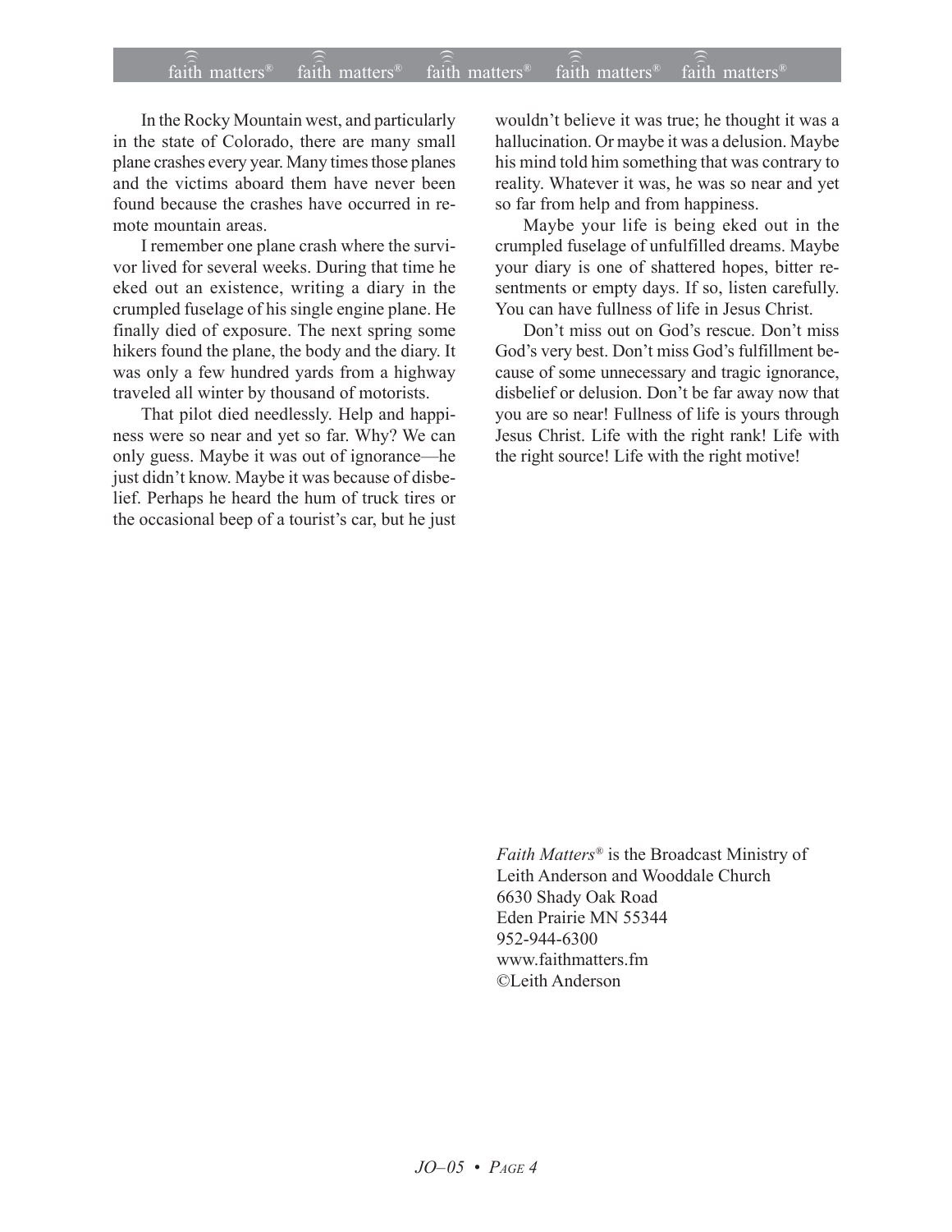In the Rocky Mountain west, and particularly in the state of Colorado, there are many small plane crashes every year. Many times those planes and the victims aboard them have never been found because the crashes have occurred in remote mountain areas.

I remember one plane crash where the survivor lived for several weeks. During that time he eked out an existence, writing a diary in the crumpled fuselage of his single engine plane. He finally died of exposure. The next spring some hikers found the plane, the body and the diary. It was only a few hundred yards from a highway traveled all winter by thousand of motorists.

That pilot died needlessly. Help and happiness were so near and yet so far. Why? We can only guess. Maybe it was out of ignorance—he just didn't know. Maybe it was because of disbelief. Perhaps he heard the hum of truck tires or the occasional beep of a tourist's car, but he just wouldn't believe it was true; he thought it was a hallucination. Or maybe it was a delusion. Maybe his mind told him something that was contrary to reality. Whatever it was, he was so near and yet so far from help and from happiness.

Maybe your life is being eked out in the crumpled fuselage of unfulfilled dreams. Maybe your diary is one of shattered hopes, bitter resentments or empty days. If so, listen carefully. You can have fullness of life in Jesus Christ.

Don't miss out on God's rescue. Don't miss God's very best. Don't miss God's fulfillment because of some unnecessary and tragic ignorance, disbelief or delusion. Don't be far away now that you are so near! Fullness of life is yours through Jesus Christ. Life with the right rank! Life with the right source! Life with the right motive!

*Faith Matters*® is the Broadcast Ministry of
Leith Anderson and Wooddale Church
6630 Shady Oak Road
Eden Prairie MN 55344
952-944-6300
www.faithmatters.fm
©Leith Anderson